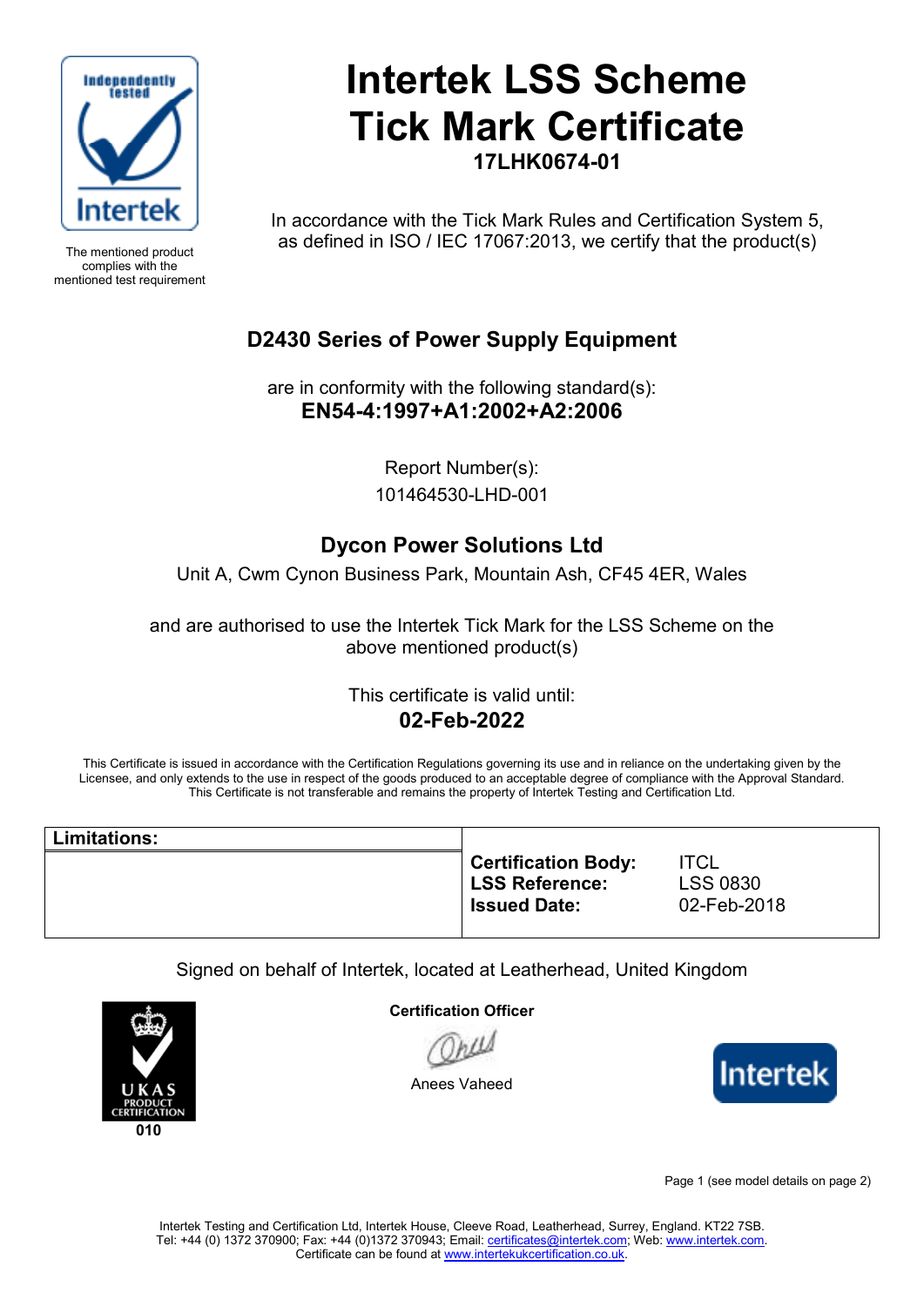Independently tested

Intertek

The mentioned product complies with the mentioned test requirement

# Intertek LSS Scheme Tick Mark Certificate

**17LHK0674-01**

In accordance with the Tick Mark Rules and Certification System 5, as defined in ISO / IEC 17067:2013, we certify that the product(s)

## D2430 Series of Power Supply Equipment

are in conformity with the following standard(s):

**EN54-4:1997+A1:2002+A2:2006**

Report Number(s):
101464530-LHD-001

## Dycon Power Solutions Ltd

Unit A, Cwm Cynon Business Park, Mountain Ash, CF45 4ER, Wales

and are authorised to use the Intertek Tick Mark for the LSS Scheme on the above mentioned product(s)

This certificate is valid until:

**02-Feb-2022**

This Certificate is issued in accordance with the Certification Regulations governing its use and in reliance on the undertaking given by the Licensee, and only extends to the use in respect of the goods produced to an acceptable degree of compliance with the Approval Standard. This Certificate is not transferable and remains the property of Intertek Testing and Certification Ltd.

| **Limitations:** | | |
|---|---|---|
| | **Certification Body:** | ITCL |
| | **LSS Reference:** | LSS 0830 |
| | **Issued Date:** | 02-Feb-2018 |

Signed on behalf of Intertek, located at Leatherhead, United Kingdom

UKAS PRODUCT CERTIFICATION
010

**Certification Officer**

Anees Vaheed

Intertek

Page 1 (see model details on page 2)

Intertek Testing and Certification Ltd, Intertek House, Cleeve Road, Leatherhead, Surrey, England. KT22 7SB.
Tel: +44 (0) 1372 370900; Fax: +44 (0)1372 370943; Email: certificates@intertek.com; Web: www.intertek.com.
Certificate can be found at www.intertekukcertification.co.uk.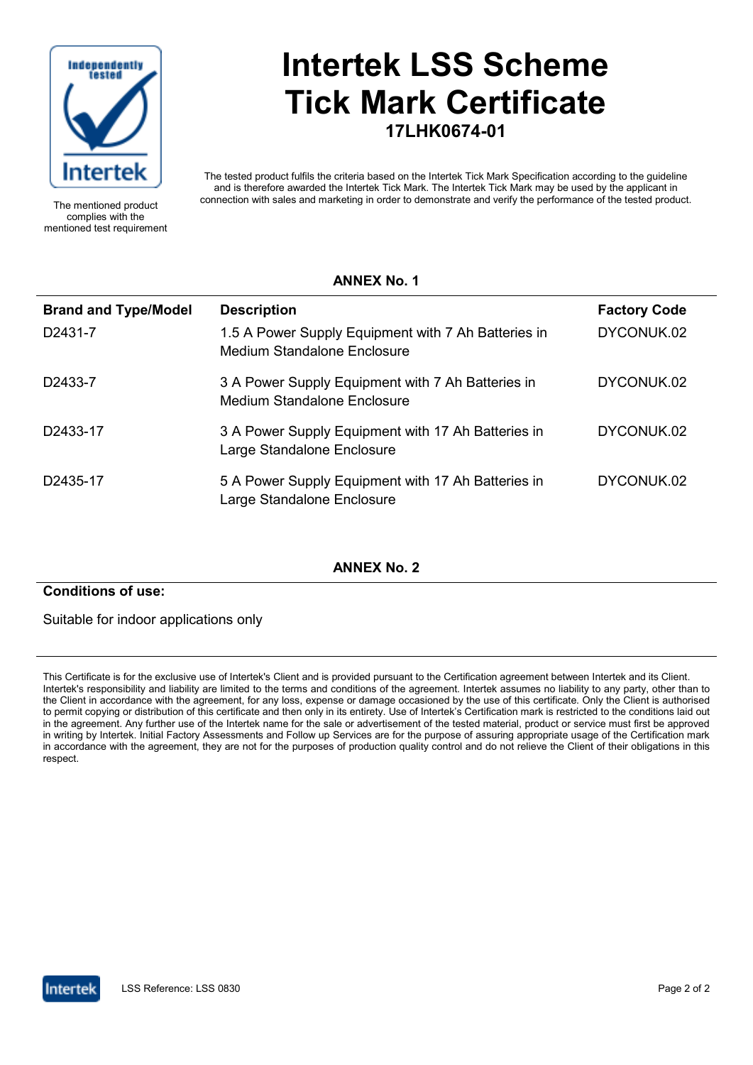# Intertek LSS Scheme Tick Mark Certificate

**17LHK0674-01**

The mentioned product complies with the mentioned test requirement

The tested product fulfils the criteria based on the Intertek Tick Mark Specification according to the guideline and is therefore awarded the Intertek Tick Mark. The Intertek Tick Mark may be used by the applicant in connection with sales and marketing in order to demonstrate and verify the performance of the tested product.

## ANNEX No. 1

| Brand and Type/Model | Description | Factory Code |
|---|---|---|
| D2431-7 | 1.5 A Power Supply Equipment with 7 Ah Batteries in Medium Standalone Enclosure | DYCONUK.02 |
| D2433-7 | 3 A Power Supply Equipment with 7 Ah Batteries in Medium Standalone Enclosure | DYCONUK.02 |
| D2433-17 | 3 A Power Supply Equipment with 17 Ah Batteries in Large Standalone Enclosure | DYCONUK.02 |
| D2435-17 | 5 A Power Supply Equipment with 17 Ah Batteries in Large Standalone Enclosure | DYCONUK.02 |

## ANNEX No. 2

**Conditions of use:**

Suitable for indoor applications only

This Certificate is for the exclusive use of Intertek's Client and is provided pursuant to the Certification agreement between Intertek and its Client. Intertek's responsibility and liability are limited to the terms and conditions of the agreement. Intertek assumes no liability to any party, other than to the Client in accordance with the agreement, for any loss, expense or damage occasioned by the use of this certificate. Only the Client is authorised to permit copying or distribution of this certificate and then only in its entirety. Use of Intertek's Certification mark is restricted to the conditions laid out in the agreement. Any further use of the Intertek name for the sale or advertisement of the tested material, product or service must first be approved in writing by Intertek. Initial Factory Assessments and Follow up Services are for the purpose of assuring appropriate usage of the Certification mark in accordance with the agreement, they are not for the purposes of production quality control and do not relieve the Client of their obligations in this respect.

LSS Reference: LSS 0830